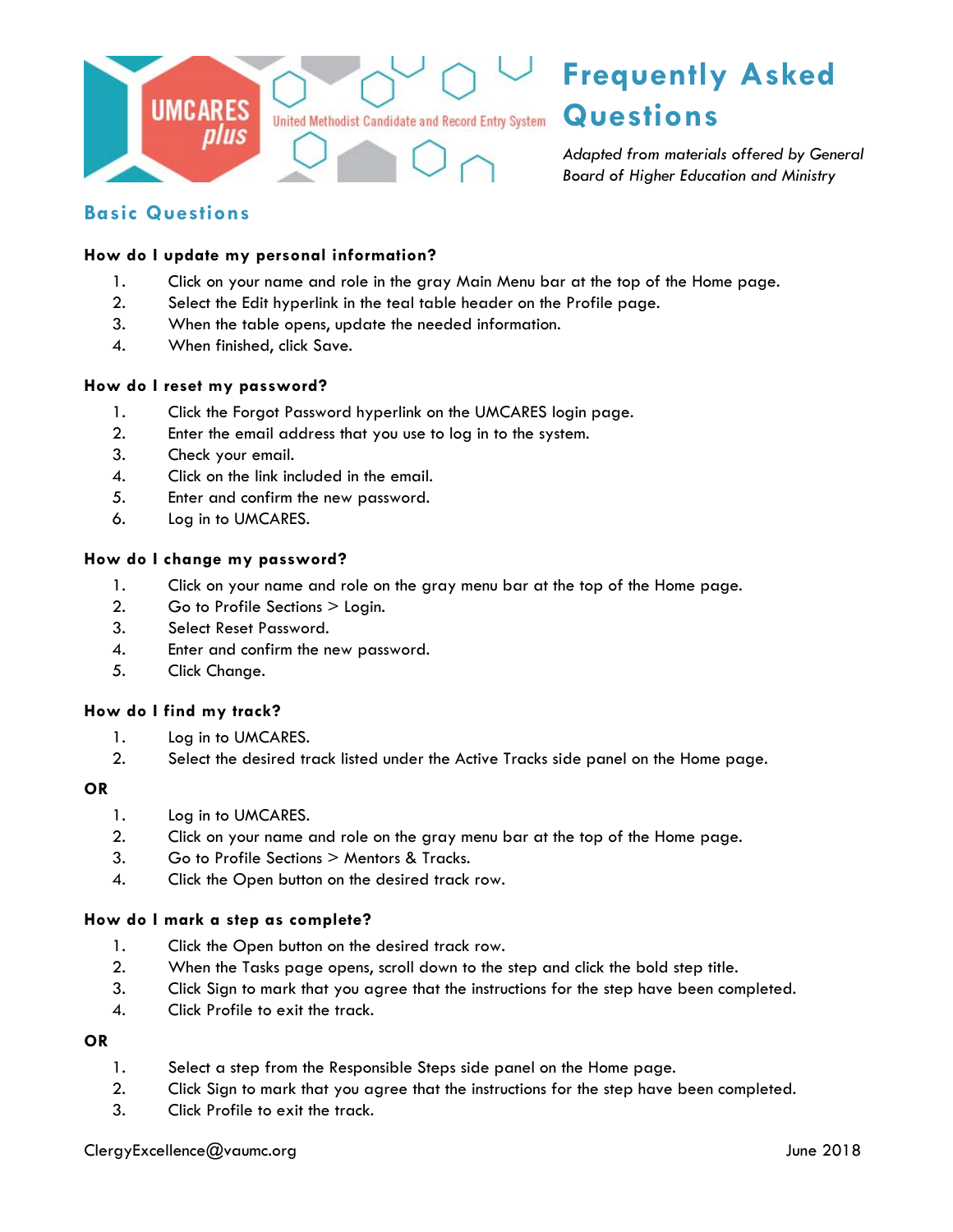UMCARES plus — United Methodist Candidate and Record Entry System

# Frequently Asked Questions

*Adapted from materials offered by General Board of Higher Education and Ministry*

## Basic Questions

### How do I update my personal information?

1. Click on your name and role in the gray Main Menu bar at the top of the Home page.
2. Select the Edit hyperlink in the teal table header on the Profile page.
3. When the table opens, update the needed information.
4. When finished, click Save.

### How do I reset my password?

1. Click the Forgot Password hyperlink on the UMCARES login page.
2. Enter the email address that you use to log in to the system.
3. Check your email.
4. Click on the link included in the email.
5. Enter and confirm the new password.
6. Log in to UMCARES.

### How do I change my password?

1. Click on your name and role on the gray menu bar at the top of the Home page.
2. Go to Profile Sections > Login.
3. Select Reset Password.
4. Enter and confirm the new password.
5. Click Change.

### How do I find my track?

1. Log in to UMCARES.
2. Select the desired track listed under the Active Tracks side panel on the Home page.

**OR**

1. Log in to UMCARES.
2. Click on your name and role on the gray menu bar at the top of the Home page.
3. Go to Profile Sections > Mentors & Tracks.
4. Click the Open button on the desired track row.

### How do I mark a step as complete?

1. Click the Open button on the desired track row.
2. When the Tasks page opens, scroll down to the step and click the bold step title.
3. Click Sign to mark that you agree that the instructions for the step have been completed.
4. Click Profile to exit the track.

**OR**

1. Select a step from the Responsible Steps side panel on the Home page.
2. Click Sign to mark that you agree that the instructions for the step have been completed.
3. Click Profile to exit the track.

ClergyExcellence@vaumc.org

June 2018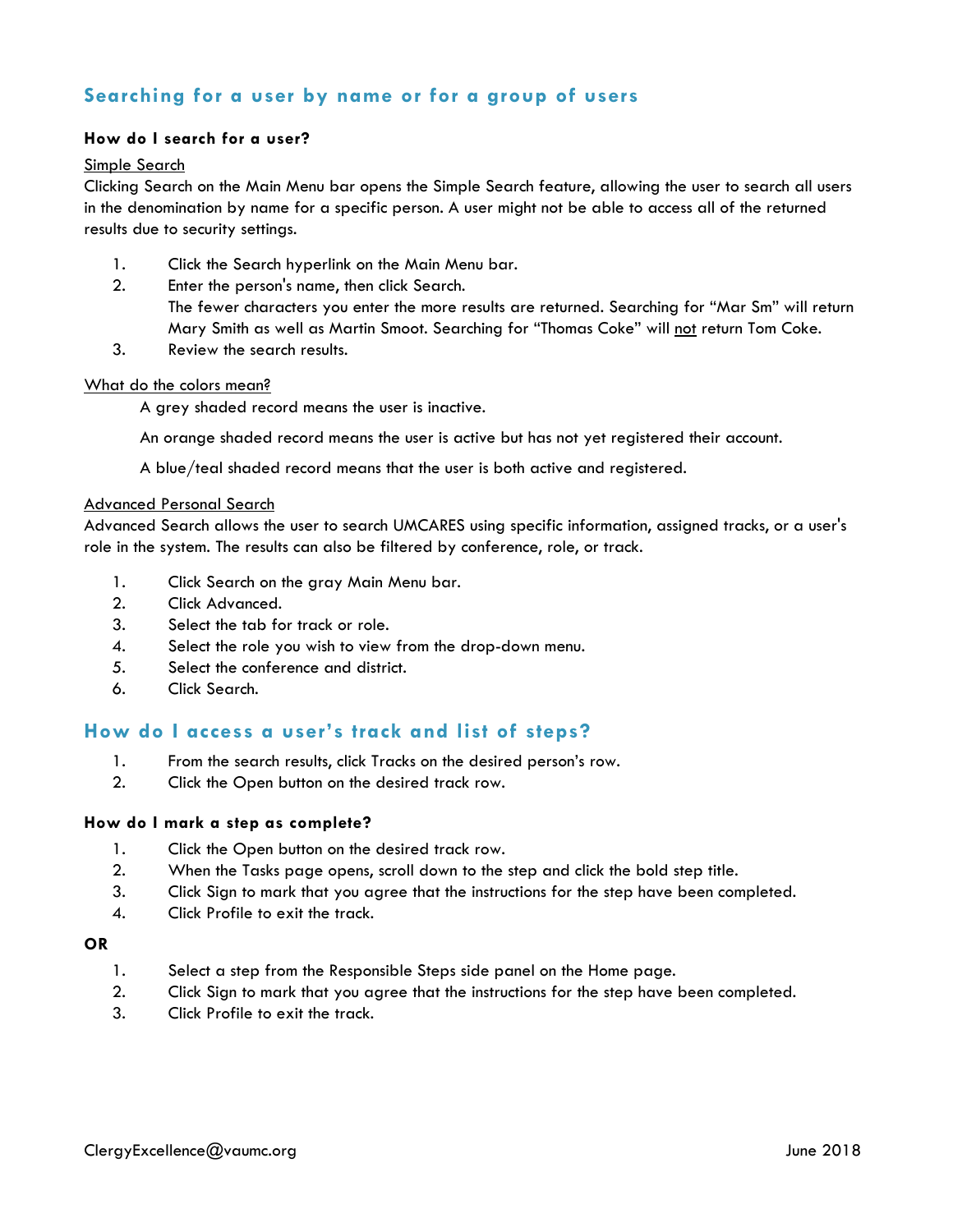## Searching for a user by name or for a group of users

### How do I search for a user?

Simple Search

Clicking Search on the Main Menu bar opens the Simple Search feature, allowing the user to search all users in the denomination by name for a specific person. A user might not be able to access all of the returned results due to security settings.

1. Click the Search hyperlink on the Main Menu bar.
2. Enter the person's name, then click Search.
   The fewer characters you enter the more results are returned. Searching for "Mar Sm" will return Mary Smith as well as Martin Smoot. Searching for "Thomas Coke" will not return Tom Coke.
3. Review the search results.

What do the colors mean?

A grey shaded record means the user is inactive.

An orange shaded record means the user is active but has not yet registered their account.

A blue/teal shaded record means that the user is both active and registered.

Advanced Personal Search

Advanced Search allows the user to search UMCARES using specific information, assigned tracks, or a user's role in the system. The results can also be filtered by conference, role, or track.

1. Click Search on the gray Main Menu bar.
2. Click Advanced.
3. Select the tab for track or role.
4. Select the role you wish to view from the drop-down menu.
5. Select the conference and district.
6. Click Search.

## How do I access a user's track and list of steps?

1. From the search results, click Tracks on the desired person's row.
2. Click the Open button on the desired track row.

### How do I mark a step as complete?

1. Click the Open button on the desired track row.
2. When the Tasks page opens, scroll down to the step and click the bold step title.
3. Click Sign to mark that you agree that the instructions for the step have been completed.
4. Click Profile to exit the track.

**OR**

1. Select a step from the Responsible Steps side panel on the Home page.
2. Click Sign to mark that you agree that the instructions for the step have been completed.
3. Click Profile to exit the track.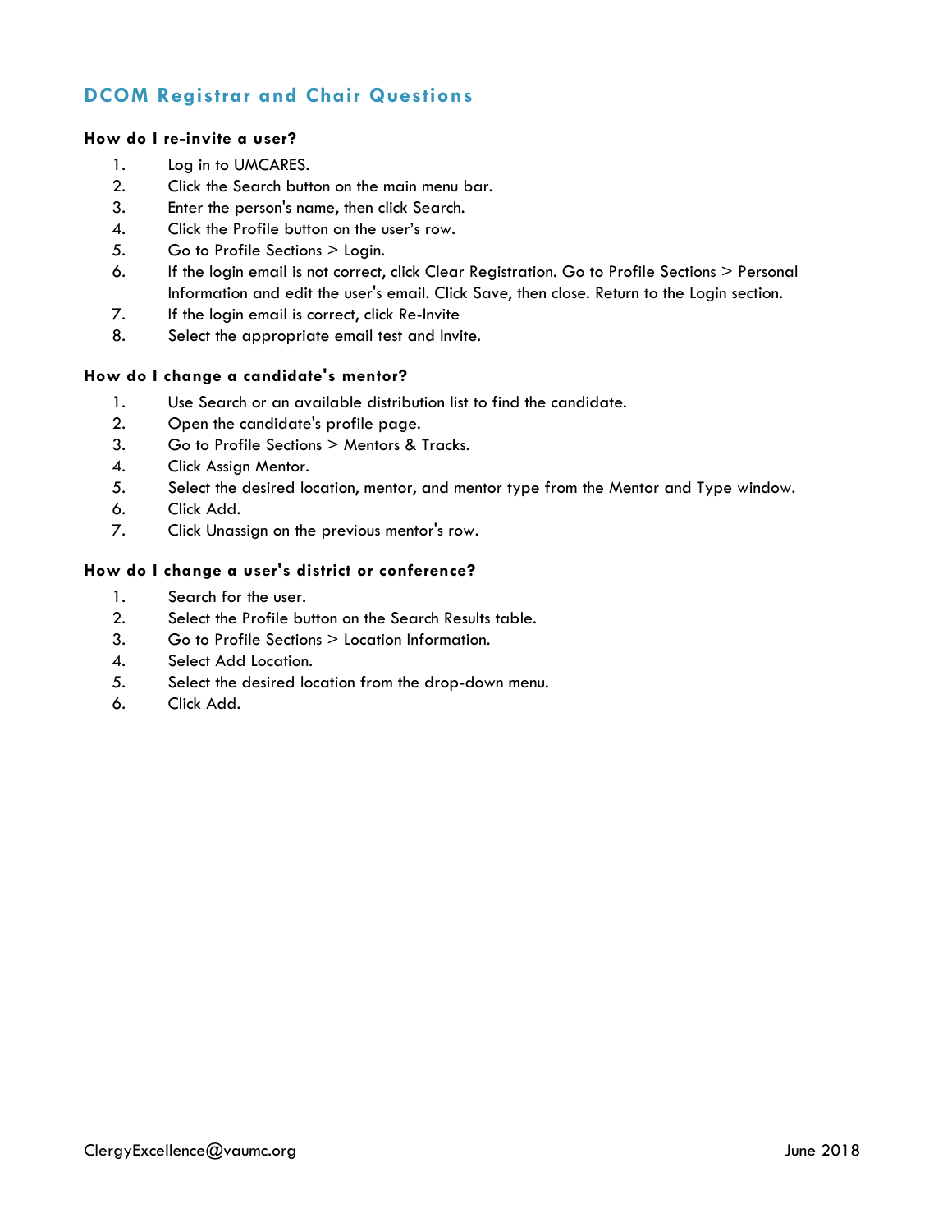## DCOM Registrar and Chair Questions

**How do I re-invite a user?**

1. Log in to UMCARES.
2. Click the Search button on the main menu bar.
3. Enter the person's name, then click Search.
4. Click the Profile button on the user's row.
5. Go to Profile Sections > Login.
6. If the login email is not correct, click Clear Registration. Go to Profile Sections > Personal Information and edit the user's email. Click Save, then close. Return to the Login section.
7. If the login email is correct, click Re-Invite
8. Select the appropriate email test and Invite.

**How do I change a candidate's mentor?**

1. Use Search or an available distribution list to find the candidate.
2. Open the candidate's profile page.
3. Go to Profile Sections > Mentors & Tracks.
4. Click Assign Mentor.
5. Select the desired location, mentor, and mentor type from the Mentor and Type window.
6. Click Add.
7. Click Unassign on the previous mentor's row.

**How do I change a user's district or conference?**

1. Search for the user.
2. Select the Profile button on the Search Results table.
3. Go to Profile Sections > Location Information.
4. Select Add Location.
5. Select the desired location from the drop-down menu.
6. Click Add.